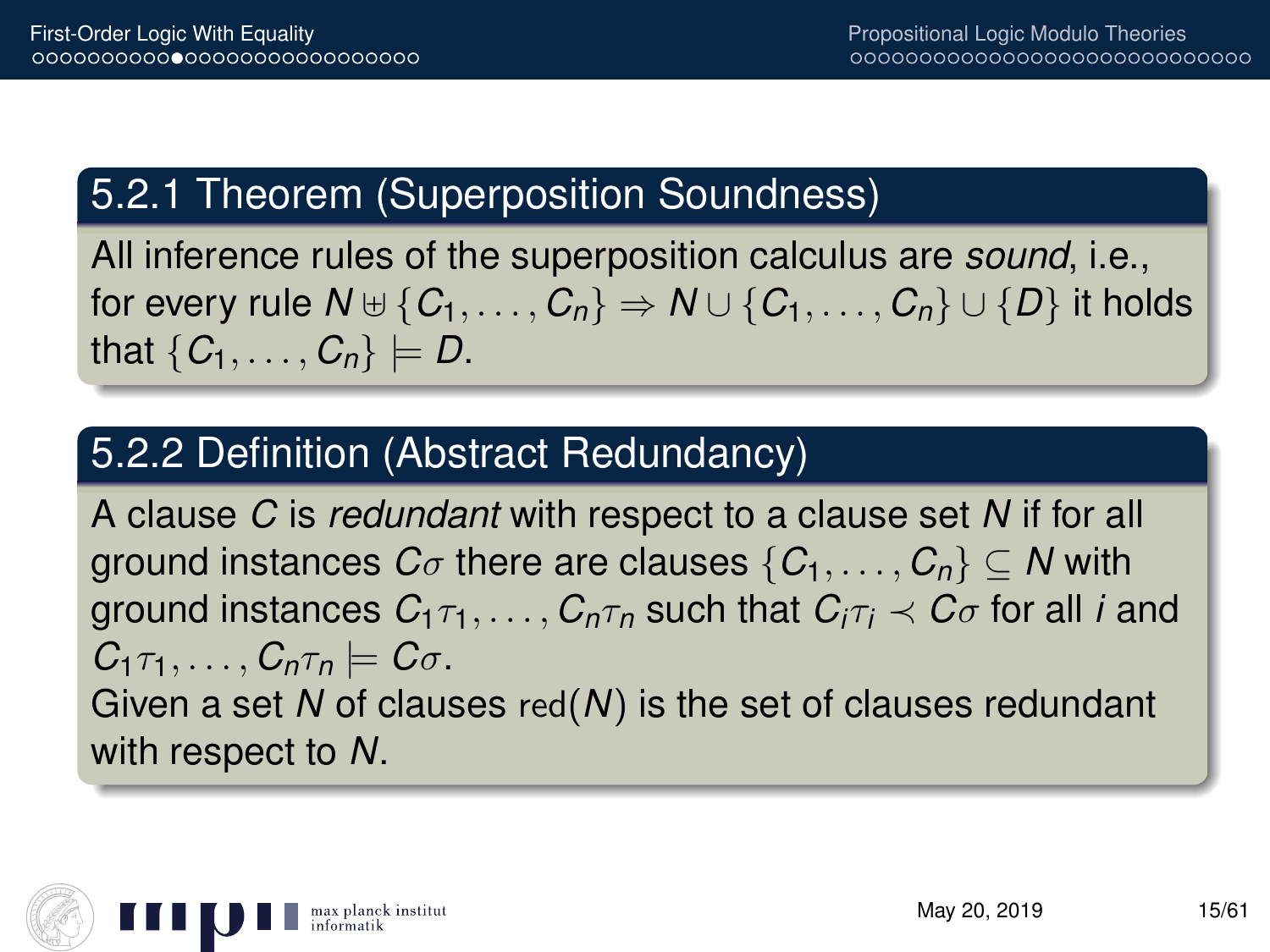### 5.2.1 Theorem (Superposition Soundness)

All inference rules of the superposition calculus are *sound*, i.e., for every rule $N \uplus \{C_1, \ldots, C_n\} \Rightarrow N \cup \{C_1, \ldots, C_n\} \cup \{D\}$ it holds that $\{C_1, \ldots, C_n\} \models D$.

### 5.2.2 Definition (Abstract Redundancy)

A clause $C$ is *redundant* with respect to a clause set $N$ if for all ground instances $C\sigma$ there are clauses $\{C_1, \ldots, C_n\} \subseteq N$ with ground instances $C_1\tau_1, \ldots, C_n\tau_n$ such that $C_i\tau_i \prec C\sigma$ for all $i$ and $C_1\tau_1, \ldots, C_n\tau_n \models C\sigma$.

Given a set $N$ of clauses $\mathrm{red}(N)$ is the set of clauses redundant with respect to $N$.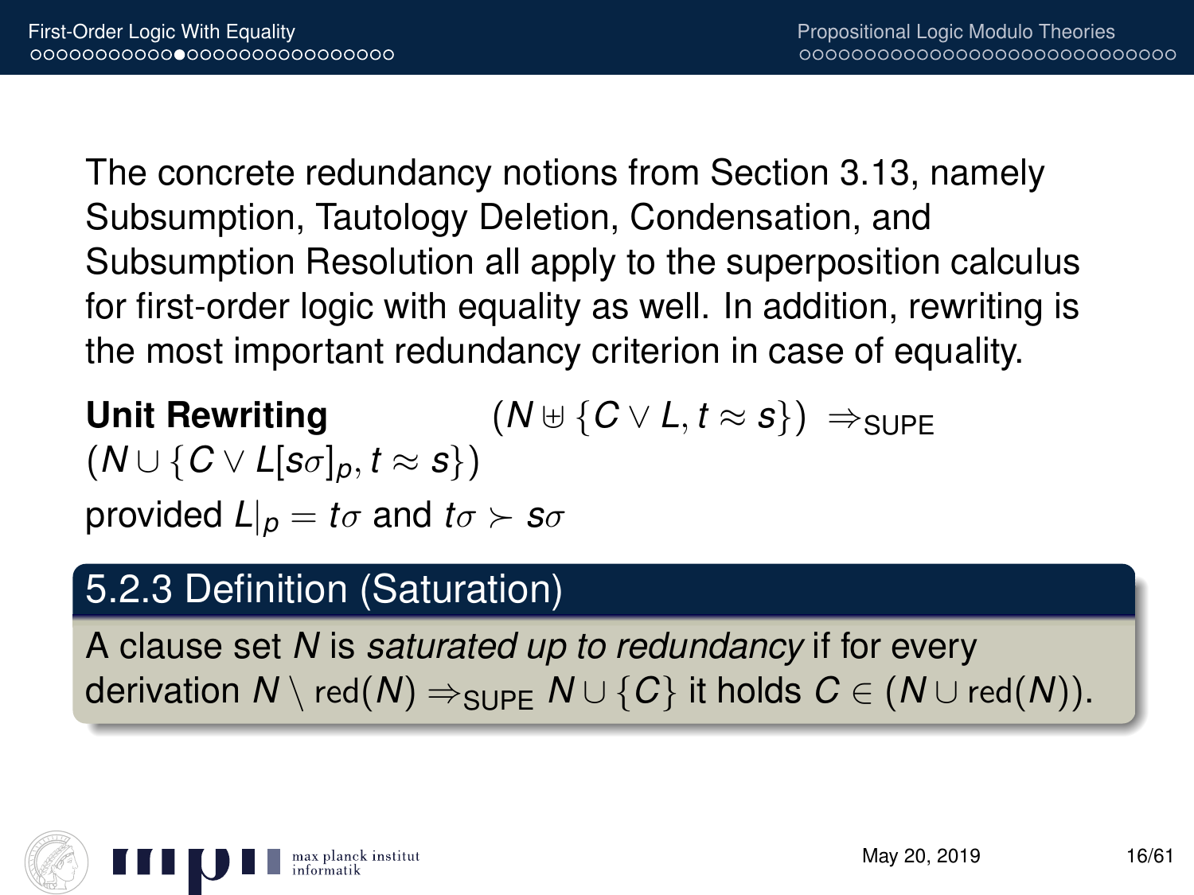The concrete redundancy notions from Section 3.13, namely Subsumption, Tautology Deletion, Condensation, and Subsumption Resolution all apply to the superposition calculus for first-order logic with equality as well. In addition, rewriting is the most important redundancy criterion in case of equality.

**Unit Rewriting** $(N \uplus \{C \vee L, t \approx s\}) \Rightarrow_{\text{SUPE}} (N \cup \{C \vee L[s\sigma]_p, t \approx s\})$

provided $L|_p = t\sigma$ and $t\sigma \succ s\sigma$

### 5.2.3 Definition (Saturation)

A clause set $N$ is *saturated up to redundancy* if for every derivation $N \setminus \text{red}(N) \Rightarrow_{\text{SUPE}} N \cup \{C\}$ it holds $C \in (N \cup \text{red}(N))$.